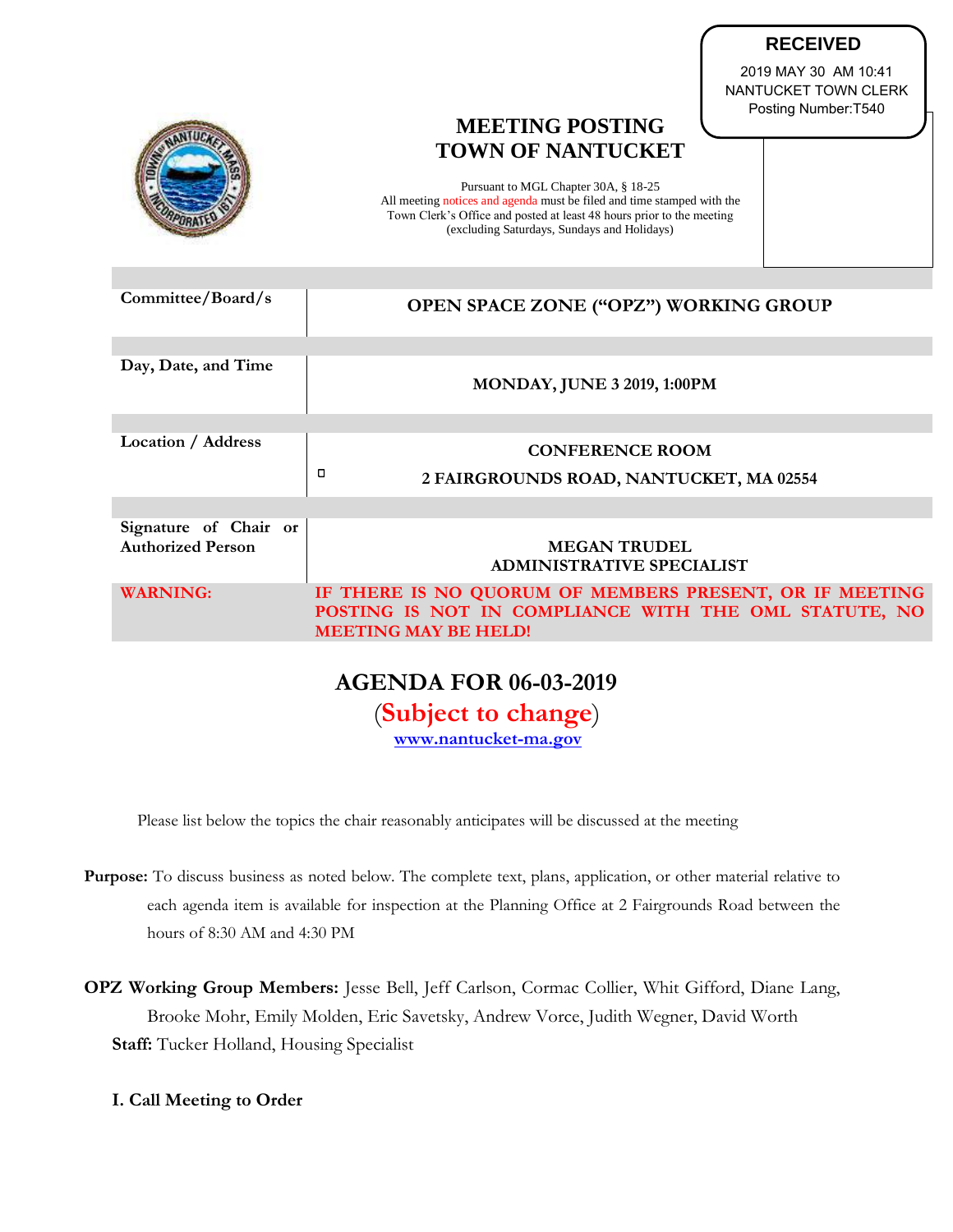**RECEIVED**

2019 MAY 30 AM 10:41
NANTUCKET TOWN CLERK
Posting Number:T540

# MEETING POSTING
# TOWN OF NANTUCKET

Pursuant to MGL Chapter 30A, § 18-25
All meeting notices and agenda must be filed and time stamped with the Town Clerk's Office and posted at least 48 hours prior to the meeting (excluding Saturdays, Sundays and Holidays)

| | |
|---|---|
| **Committee/Board/s** | **OPEN SPACE ZONE ("OPZ") WORKING GROUP** |
| **Day, Date, and Time** | **MONDAY, JUNE 3 2019, 1:00PM** |
| **Location / Address** | **CONFERENCE ROOM**<br>**2 FAIRGROUNDS ROAD, NANTUCKET, MA 02554** |
| **Signature of Chair or Authorized Person** | **MEGAN TRUDEL**<br>**ADMINISTRATIVE SPECIALIST** |
| **WARNING:** | **IF THERE IS NO QUORUM OF MEMBERS PRESENT, OR IF MEETING POSTING IS NOT IN COMPLIANCE WITH THE OML STATUTE, NO MEETING MAY BE HELD!** |

## AGENDA FOR 06-03-2019
(**Subject to change**)
**www.nantucket-ma.gov**

Please list below the topics the chair reasonably anticipates will be discussed at the meeting

**Purpose:** To discuss business as noted below. The complete text, plans, application, or other material relative to each agenda item is available for inspection at the Planning Office at 2 Fairgrounds Road between the hours of 8:30 AM and 4:30 PM

**OPZ Working Group Members:** Jesse Bell, Jeff Carlson, Cormac Collier, Whit Gifford, Diane Lang, Brooke Mohr, Emily Molden, Eric Savetsky, Andrew Vorce, Judith Wegner, David Worth
**Staff:** Tucker Holland, Housing Specialist

**I. Call Meeting to Order**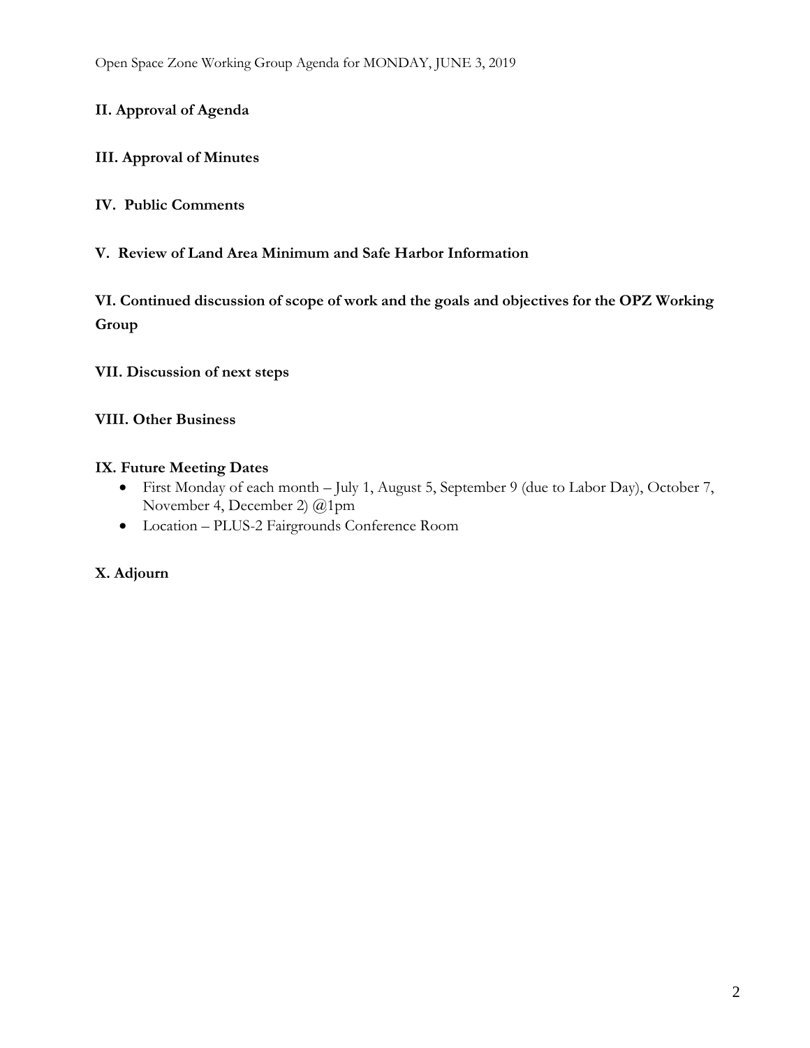**II. Approval of Agenda**

**III. Approval of Minutes**

**IV. Public Comments**

**V. Review of Land Area Minimum and Safe Harbor Information**

**VI. Continued discussion of scope of work and the goals and objectives for the OPZ Working Group**

**VII. Discussion of next steps**

**VIII. Other Business**

**IX. Future Meeting Dates**

- First Monday of each month – July 1, August 5, September 9 (due to Labor Day), October 7, November 4, December 2) @1pm
- Location – PLUS-2 Fairgrounds Conference Room

**X. Adjourn**